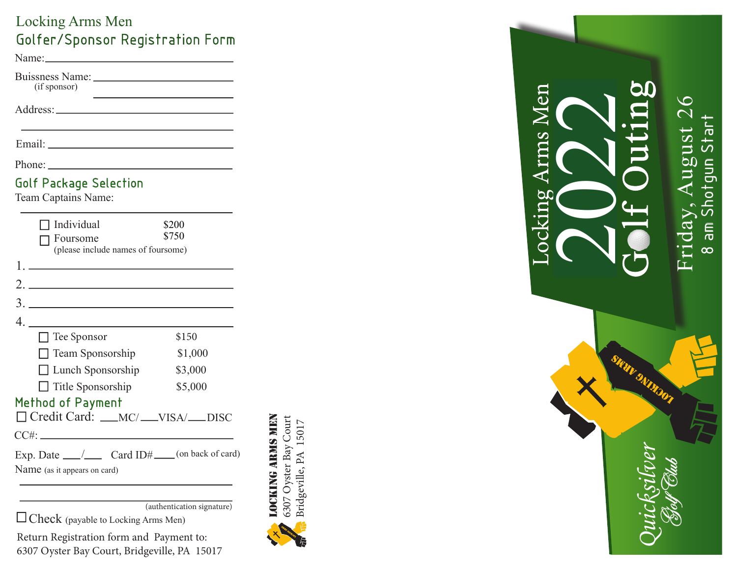# Locking Arms Men

## Golfer/Sponsor Registration Form

Name: ______________________________

Buissness Name: ______________________________
(if sponsor)
______________________________

Address: ______________________________
______________________________

Email: ______________________________

Phone: ______________________________

## Golf Package Selection

Team Captains Name:
______________________________

- ☐ Individual $200
- ☐ Foursome $750
  (please include names of foursome)

1. ______________________________
2. ______________________________
3. ______________________________
4. ______________________________

- ☐ Tee Sponsor $150
- ☐ Team Sponsorship $1,000
- ☐ Lunch Sponsorship $3,000
- ☐ Title Sponsorship $5,000

## Method of Payment

☐ Credit Card: ___MC/___VISA/___DISC

CC#: ______________________________

Exp. Date ___/___ Card ID#____ (on back of card)

Name (as it appears on card)
______________________________
______________________________
(authentication signature)

☐ Check (payable to Locking Arms Men)

Return Registration form and Payment to:
6307 Oyster Bay Court, Bridgeville, PA 15017

**LOCKING ARMS MEN**
6307 Oyster Bay Court
Bridgeville, PA 15017

# Locking Arms Men 2022 Golf Outing

Friday, August 26
8 am Shotgun Start

Quicksilver Golf Club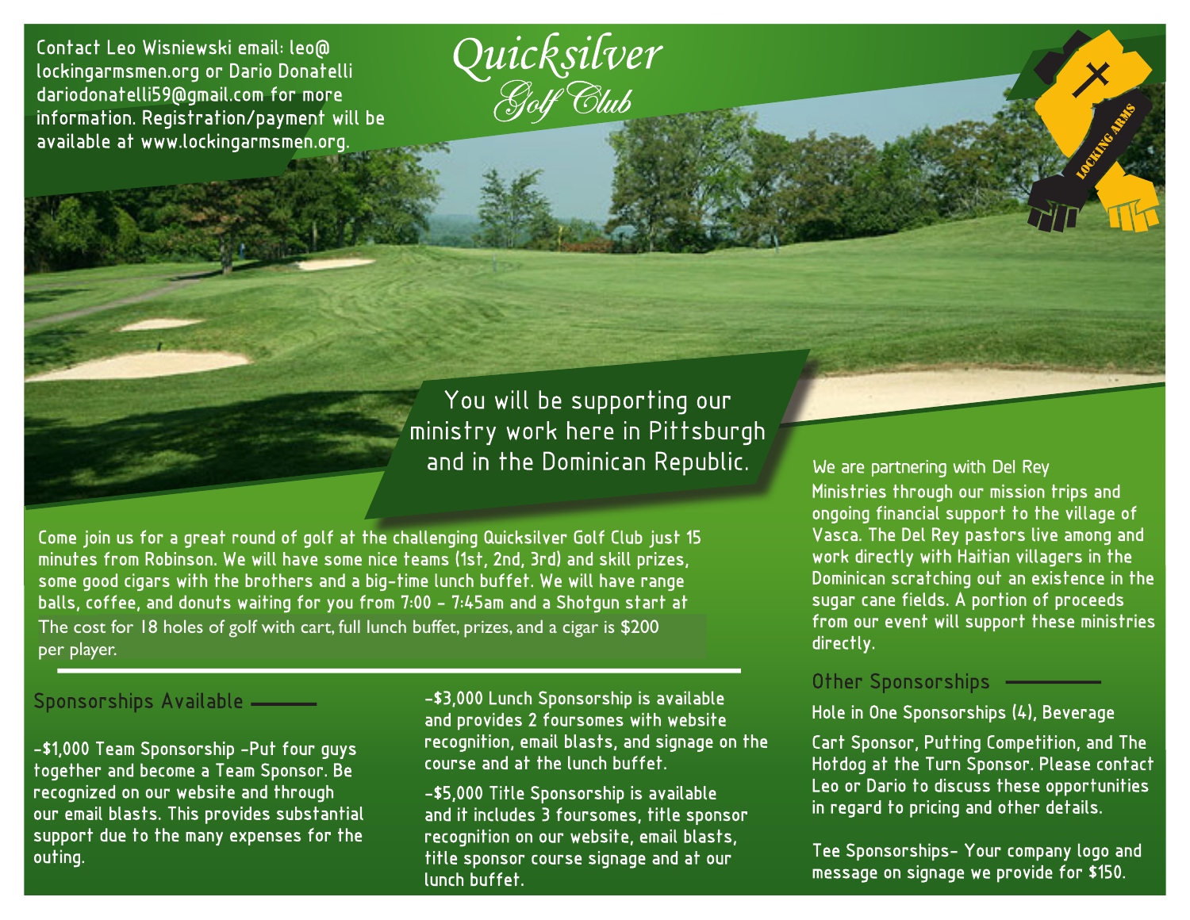Contact Leo Wisniewski email: leo@lockingarmsmen.org or Dario Donatelli dariodonatelli59@gmail.com for more information. Registration/payment will be available at www.lockingarmsmen.org.

# Quicksilver Golf Club

LOCKING ARMS

## You will be supporting our ministry work here in Pittsburgh and in the Dominican Republic.

Come join us for a great round of golf at the challenging Quicksilver Golf Club just 15 minutes from Robinson. We will have some nice teams (1st, 2nd, 3rd) and skill prizes, some good cigars with the brothers and a big-time lunch buffet. We will have range balls, coffee, and donuts waiting for you from 7:00 - 7:45am and a Shotgun start at

The cost for 18 holes of golf with cart, full lunch buffet, prizes, and a cigar is $200 per player.

We are partnering with Del Rey Ministries through our mission trips and ongoing financial support to the village of Vasca. The Del Rey pastors live among and work directly with Haitian villagers in the Dominican scratching out an existence in the sugar cane fields. A portion of proceeds from our event will support these ministries directly.

## Sponsorships Available

-$1,000 Team Sponsorship -Put four guys together and become a Team Sponsor. Be recognized on our website and through our email blasts. This provides substantial support due to the many expenses for the outing.

-$3,000 Lunch Sponsorship is available and provides 2 foursomes with website recognition, email blasts, and signage on the course and at the lunch buffet.

-$5,000 Title Sponsorship is available and it includes 3 foursomes, title sponsor recognition on our website, email blasts, title sponsor course signage and at our lunch buffet.

## Other Sponsorships

Hole in One Sponsorships (4), Beverage

Cart Sponsor, Putting Competition, and The Hotdog at the Turn Sponsor. Please contact Leo or Dario to discuss these opportunities in regard to pricing and other details.

Tee Sponsorships- Your company logo and message on signage we provide for $150.